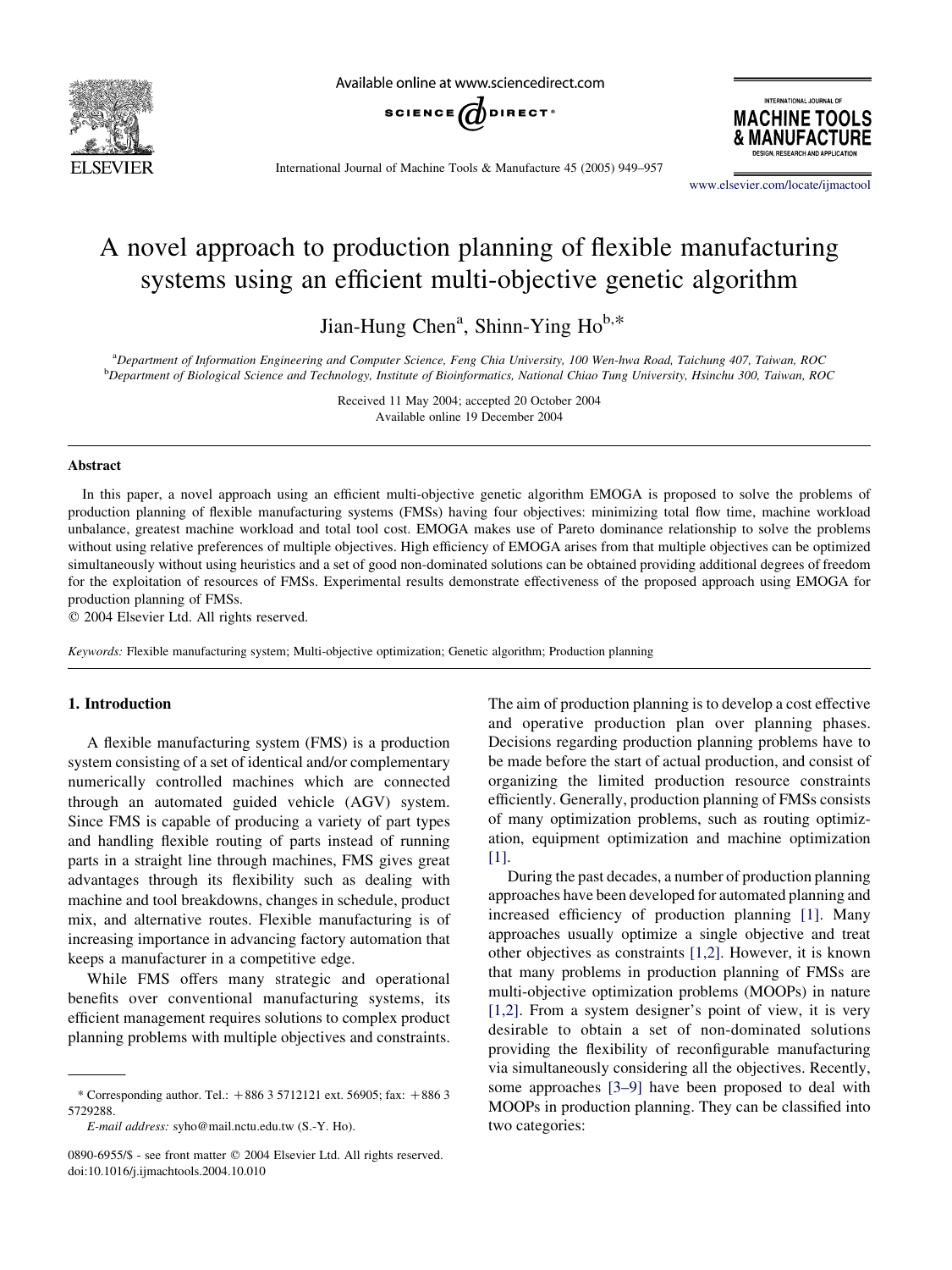# A novel approach to production planning of flexible manufacturing systems using an efficient multi-objective genetic algorithm

Jian-Hung Chen[a], Shinn-Ying Ho[b,*]

[a]Department of Information Engineering and Computer Science, Feng Chia University, 100 Wen-hwa Road, Taichung 407, Taiwan, ROC
[b]Department of Biological Science and Technology, Institute of Bioinformatics, National Chiao Tung University, Hsinchu 300, Taiwan, ROC

Received 11 May 2004; accepted 20 October 2004
Available online 19 December 2004

## Abstract

In this paper, a novel approach using an efficient multi-objective genetic algorithm EMOGA is proposed to solve the problems of production planning of flexible manufacturing systems (FMSs) having four objectives: minimizing total flow time, machine workload unbalance, greatest machine workload and total tool cost. EMOGA makes use of Pareto dominance relationship to solve the problems without using relative preferences of multiple objectives. High efficiency of EMOGA arises from that multiple objectives can be optimized simultaneously without using heuristics and a set of good non-dominated solutions can be obtained providing additional degrees of freedom for the exploitation of resources of FMSs. Experimental results demonstrate effectiveness of the proposed approach using EMOGA for production planning of FMSs.

© 2004 Elsevier Ltd. All rights reserved.

*Keywords:* Flexible manufacturing system; Multi-objective optimization; Genetic algorithm; Production planning

## 1. Introduction

A flexible manufacturing system (FMS) is a production system consisting of a set of identical and/or complementary numerically controlled machines which are connected through an automated guided vehicle (AGV) system. Since FMS is capable of producing a variety of part types and handling flexible routing of parts instead of running parts in a straight line through machines, FMS gives great advantages through its flexibility such as dealing with machine and tool breakdowns, changes in schedule, product mix, and alternative routes. Flexible manufacturing is of increasing importance in advancing factory automation that keeps a manufacturer in a competitive edge.

While FMS offers many strategic and operational benefits over conventional manufacturing systems, its efficient management requires solutions to complex product planning problems with multiple objectives and constraints. The aim of production planning is to develop a cost effective and operative production plan over planning phases. Decisions regarding production planning problems have to be made before the start of actual production, and consist of organizing the limited production resource constraints efficiently. Generally, production planning of FMSs consists of many optimization problems, such as routing optimization, equipment optimization and machine optimization [1].

During the past decades, a number of production planning approaches have been developed for automated planning and increased efficiency of production planning [1]. Many approaches usually optimize a single objective and treat other objectives as constraints [1,2]. However, it is known that many problems in production planning of FMSs are multi-objective optimization problems (MOOPs) in nature [1,2]. From a system designer's point of view, it is very desirable to obtain a set of non-dominated solutions providing the flexibility of reconfigurable manufacturing via simultaneously considering all the objectives. Recently, some approaches [3–9] have been proposed to deal with MOOPs in production planning. They can be classified into two categories:

---

\* Corresponding author. Tel.: +886 3 5712121 ext. 56905; fax: +886 3 5729288.

*E-mail address:* syho@mail.nctu.edu.tw (S.-Y. Ho).

0890-6955/$ - see front matter © 2004 Elsevier Ltd. All rights reserved.
doi:10.1016/j.ijmachtools.2004.10.010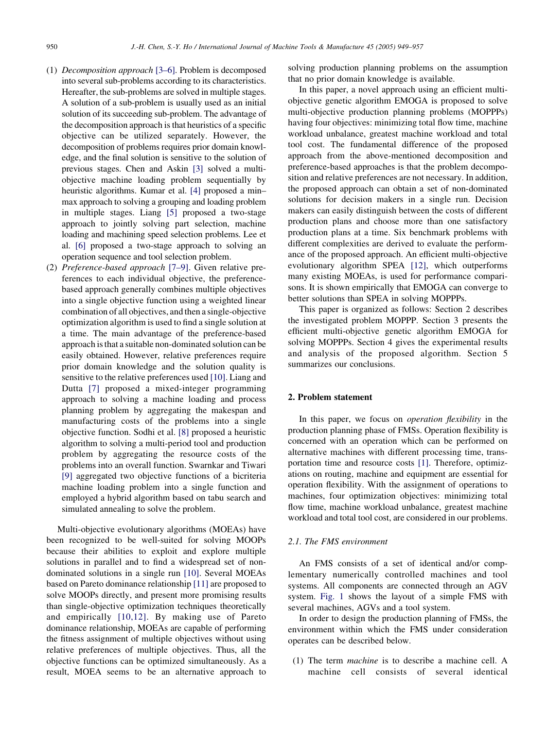(1) *Decomposition approach* [3–6]. Problem is decomposed into several sub-problems according to its characteristics. Hereafter, the sub-problems are solved in multiple stages. A solution of a sub-problem is usually used as an initial solution of its succeeding sub-problem. The advantage of the decomposition approach is that heuristics of a specific objective can be utilized separately. However, the decomposition of problems requires prior domain knowledge, and the final solution is sensitive to the solution of previous stages. Chen and Askin [3] solved a multi-objective machine loading problem sequentially by heuristic algorithms. Kumar et al. [4] proposed a min–max approach to solving a grouping and loading problem in multiple stages. Liang [5] proposed a two-stage approach to jointly solving part selection, machine loading and machining speed selection problems. Lee et al. [6] proposed a two-stage approach to solving an operation sequence and tool selection problem.

(2) *Preference-based approach* [7–9]. Given relative preferences to each individual objective, the preference-based approach generally combines multiple objectives into a single objective using a weighted linear combination of all objectives, and then a single-objective optimization algorithm is used to find a single solution at a time. The main advantage of the preference-based approach is that a suitable non-dominated solution can be easily obtained. However, relative preferences require prior domain knowledge and the solution quality is sensitive to the relative preferences used [10]. Liang and Dutta [7] proposed a mixed-integer programming approach to solving a machine loading and process planning problem by aggregating the makespan and manufacturing costs of the problems into a single objective function. Sodhi et al. [8] proposed a heuristic algorithm to solving a multi-period tool and production problem by aggregating the resource costs of the problems into an overall function. Swarnkar and Tiwari [9] aggregated two objective functions of a bicriteria machine loading problem into a single function and employed a hybrid algorithm based on tabu search and simulated annealing to solve the problem.

Multi-objective evolutionary algorithms (MOEAs) have been recognized to be well-suited for solving MOOPs because their abilities to exploit and explore multiple solutions in parallel and to find a widespread set of non-dominated solutions in a single run [10]. Several MOEAs based on Pareto dominance relationship [11] are proposed to solve MOOPs directly, and present more promising results than single-objective optimization techniques theoretically and empirically [10,12]. By making use of Pareto dominance relationship, MOEAs are capable of performing the fitness assignment of multiple objectives without using relative preferences of multiple objectives. Thus, all the objective functions can be optimized simultaneously. As a result, MOEA seems to be an alternative approach to solving production planning problems on the assumption that no prior domain knowledge is available.

In this paper, a novel approach using an efficient multi-objective genetic algorithm EMOGA is proposed to solve multi-objective production planning problems (MOPPPs) having four objectives: minimizing total flow time, machine workload unbalance, greatest machine workload and total tool cost. The fundamental difference of the proposed approach from the above-mentioned decomposition and preference-based approaches is that the problem decomposition and relative preferences are not necessary. In addition, the proposed approach can obtain a set of non-dominated solutions for decision makers in a single run. Decision makers can easily distinguish between the costs of different production plans and choose more than one satisfactory production plans at a time. Six benchmark problems with different complexities are derived to evaluate the performance of the proposed approach. An efficient multi-objective evolutionary algorithm SPEA [12], which outperforms many existing MOEAs, is used for performance comparisons. It is shown empirically that EMOGA can converge to better solutions than SPEA in solving MOPPPs.

This paper is organized as follows: Section 2 describes the investigated problem MOPPP. Section 3 presents the efficient multi-objective genetic algorithm EMOGA for solving MOPPPs. Section 4 gives the experimental results and analysis of the proposed algorithm. Section 5 summarizes our conclusions.

## 2. Problem statement

In this paper, we focus on *operation flexibility* in the production planning phase of FMSs. Operation flexibility is concerned with an operation which can be performed on alternative machines with different processing time, transportation time and resource costs [1]. Therefore, optimizations on routing, machine and equipment are essential for operation flexibility. With the assignment of operations to machines, four optimization objectives: minimizing total flow time, machine workload unbalance, greatest machine workload and total tool cost, are considered in our problems.

### 2.1. The FMS environment

An FMS consists of a set of identical and/or complementary numerically controlled machines and tool systems. All components are connected through an AGV system. Fig. 1 shows the layout of a simple FMS with several machines, AGVs and a tool system.

In order to design the production planning of FMSs, the environment within which the FMS under consideration operates can be described below.

(1) The term *machine* is to describe a machine cell. A machine cell consists of several identical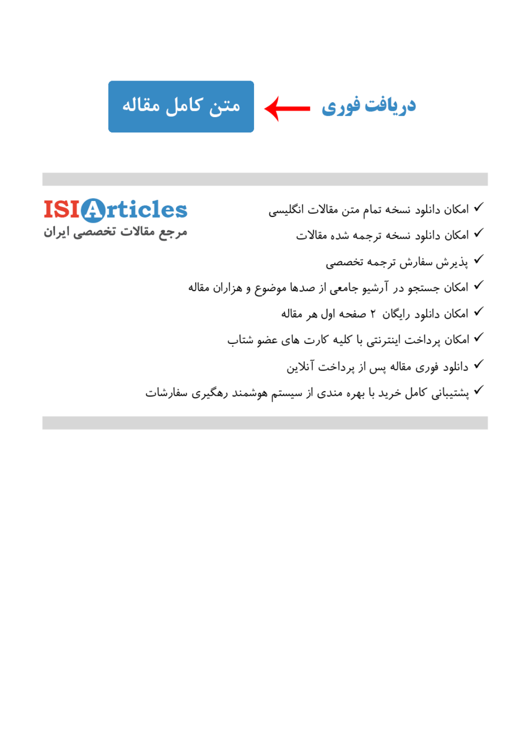دریافت فوری ← متن کامل مقاله

**ISIArticles**
مرجع مقالات تخصصی ایران

- ✓ امکان دانلود نسخه تمام متن مقالات انگلیسی
- ✓ امکان دانلود نسخه ترجمه شده مقالات
- ✓ پذیرش سفارش ترجمه تخصصی
- ✓ امکان جستجو در آرشیو جامعی از صدها موضوع و هزاران مقاله
- ✓ امکان دانلود رایگان ۲ صفحه اول هر مقاله
- ✓ امکان پرداخت اینترنتی با کلیه کارت های عضو شتاب
- ✓ دانلود فوری مقاله پس از پرداخت آنلاین
- ✓ پشتیبانی کامل خرید با بهره مندی از سیستم هوشمند رهگیری سفارشات